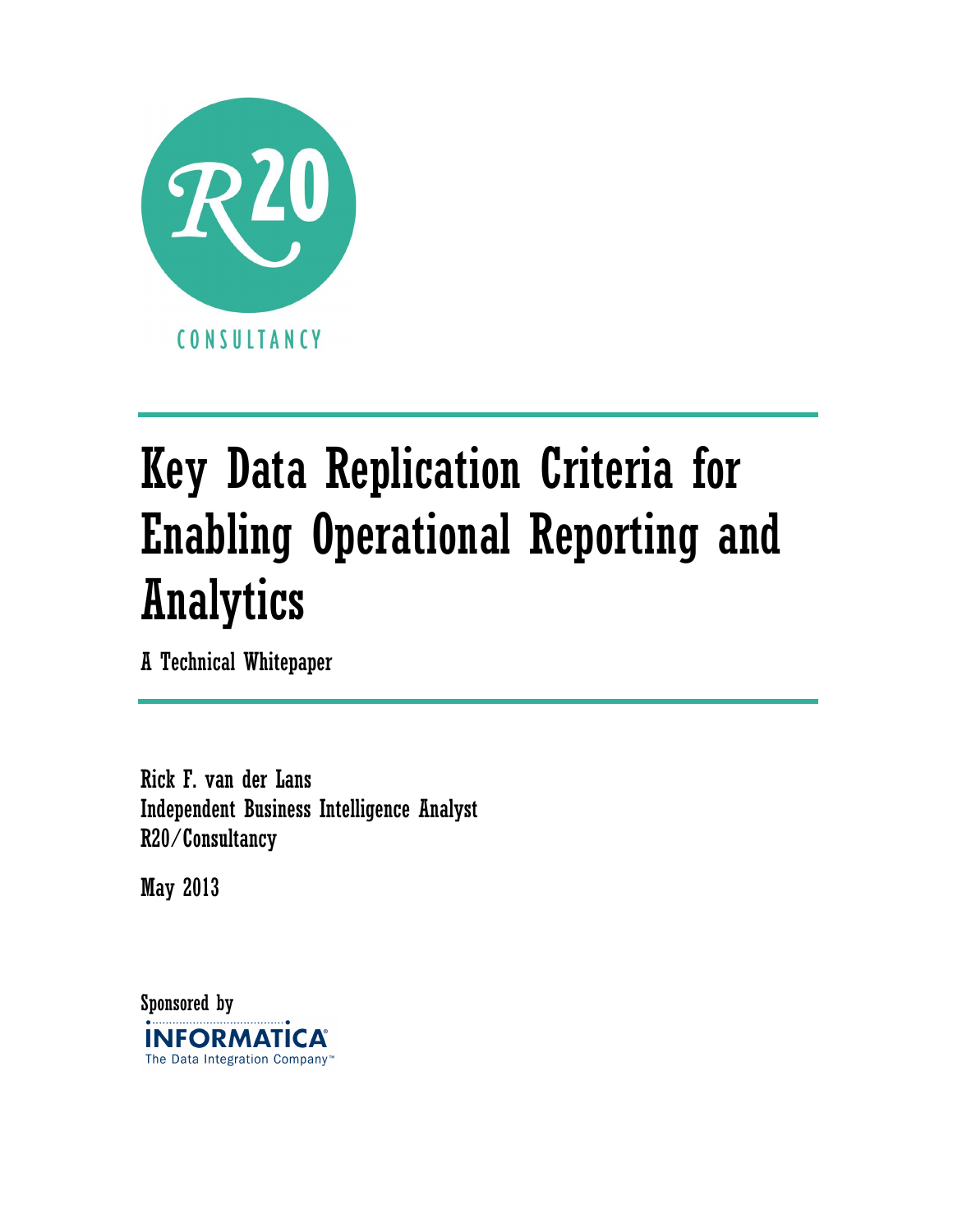R20

CONSULTANCY

# Key Data Replication Criteria for Enabling Operational Reporting and Analytics

A Technical Whitepaper

Rick F. van der Lans
Independent Business Intelligence Analyst
R20/Consultancy

May 2013

Sponsored by

INFORMATICA
The Data Integration Company™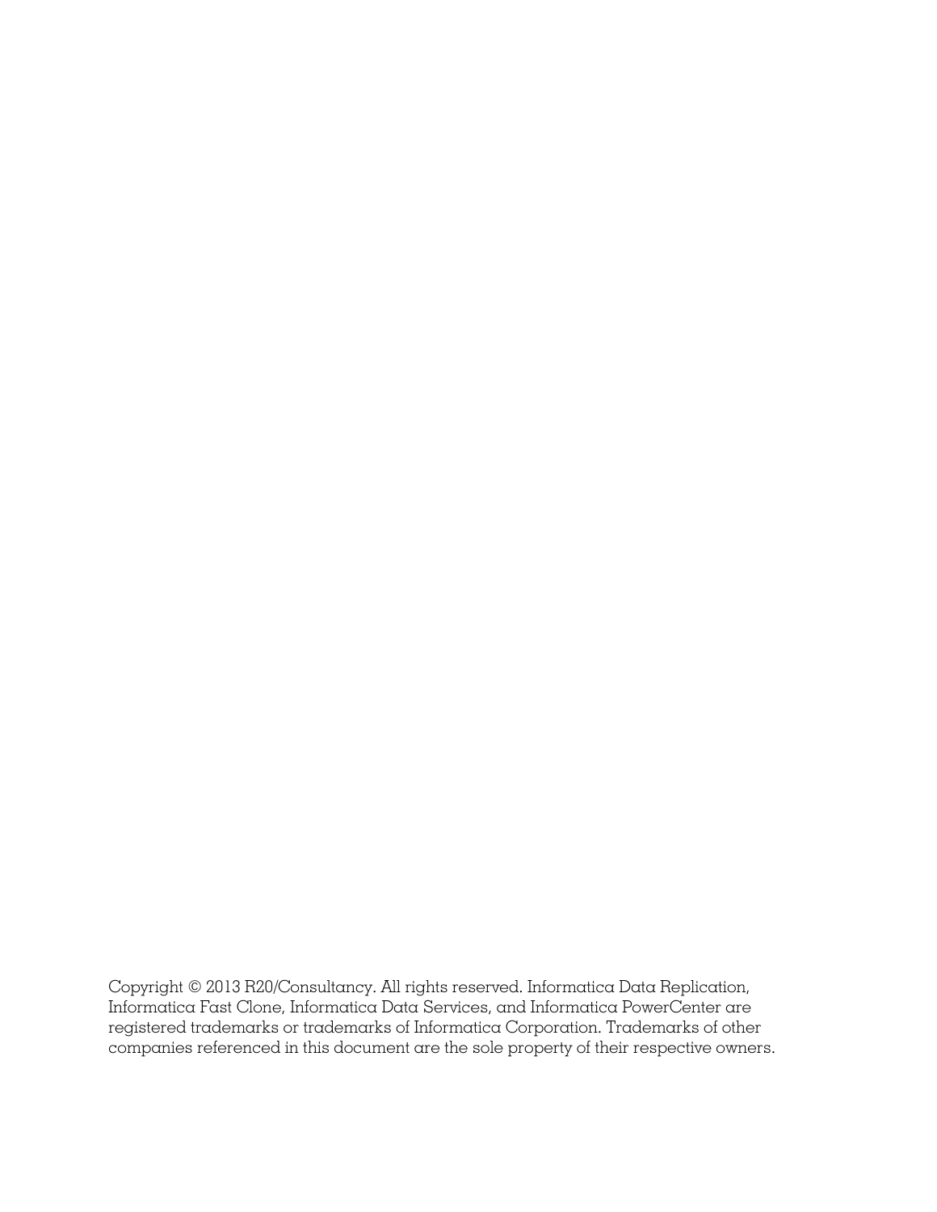Copyright © 2013 R20/Consultancy. All rights reserved. Informatica Data Replication, Informatica Fast Clone, Informatica Data Services, and Informatica PowerCenter are registered trademarks or trademarks of Informatica Corporation. Trademarks of other companies referenced in this document are the sole property of their respective owners.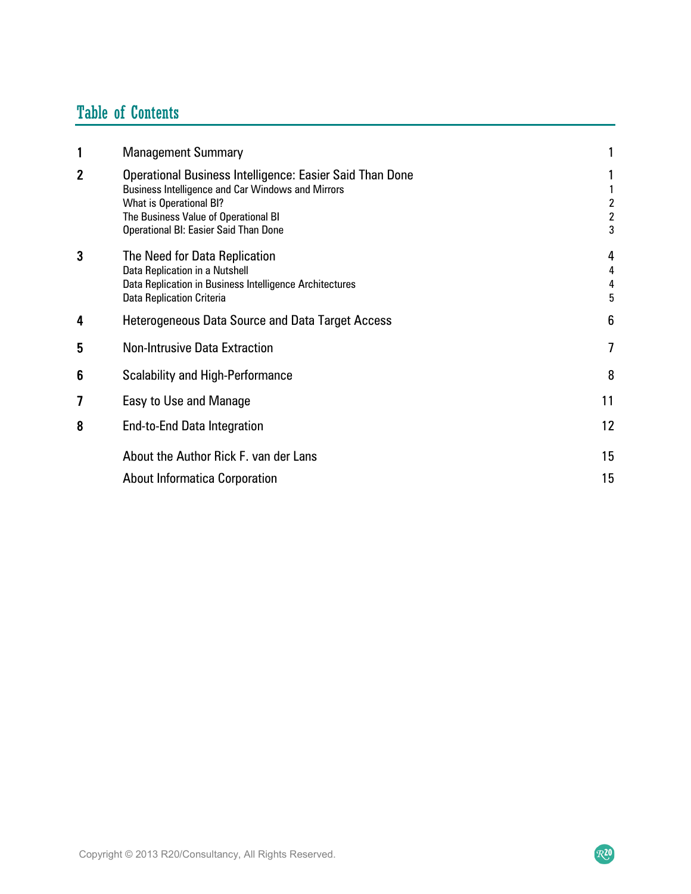## Table of Contents

| | | |
|---|---|---|
| 1 | Management Summary | 1 |
| 2 | Operational Business Intelligence: Easier Said Than Done | 1 |
| | Business Intelligence and Car Windows and Mirrors | 1 |
| | What is Operational BI? | 2 |
| | The Business Value of Operational BI | 2 |
| | Operational BI: Easier Said Than Done | 3 |
| 3 | The Need for Data Replication | 4 |
| | Data Replication in a Nutshell | 4 |
| | Data Replication in Business Intelligence Architectures | 4 |
| | Data Replication Criteria | 5 |
| 4 | Heterogeneous Data Source and Data Target Access | 6 |
| 5 | Non-Intrusive Data Extraction | 7 |
| 6 | Scalability and High-Performance | 8 |
| 7 | Easy to Use and Manage | 11 |
| 8 | End-to-End Data Integration | 12 |
| | About the Author Rick F. van der Lans | 15 |
| | About Informatica Corporation | 15 |

Copyright © 2013 R20/Consultancy, All Rights Reserved.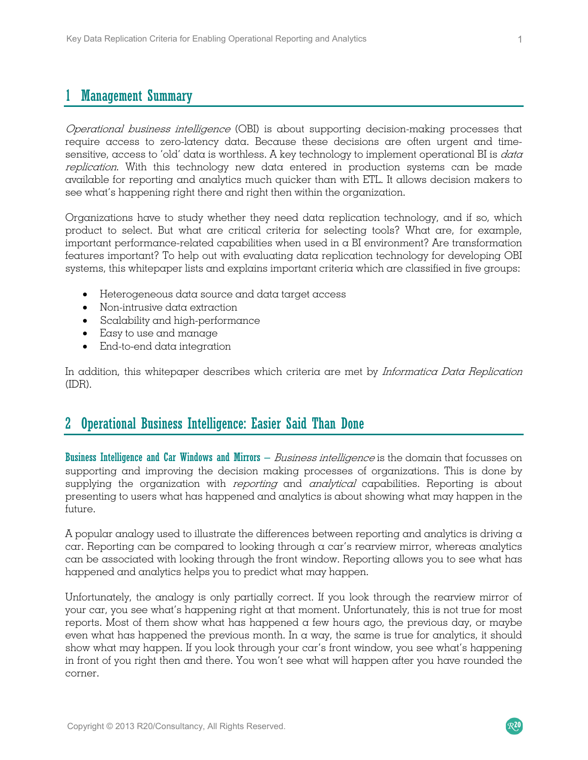## 1 Management Summary

*Operational business intelligence* (OBI) is about supporting decision-making processes that require access to zero-latency data. Because these decisions are often urgent and time-sensitive, access to 'old' data is worthless. A key technology to implement operational BI is *data replication*. With this technology new data entered in production systems can be made available for reporting and analytics much quicker than with ETL. It allows decision makers to see what's happening right there and right then within the organization.

Organizations have to study whether they need data replication technology, and if so, which product to select. But what are critical criteria for selecting tools? What are, for example, important performance-related capabilities when used in a BI environment? Are transformation features important? To help out with evaluating data replication technology for developing OBI systems, this whitepaper lists and explains important criteria which are classified in five groups:

- Heterogeneous data source and data target access
- Non-intrusive data extraction
- Scalability and high-performance
- Easy to use and manage
- End-to-end data integration

In addition, this whitepaper describes which criteria are met by *Informatica Data Replication* (IDR).

## 2 Operational Business Intelligence: Easier Said Than Done

**Business Intelligence and Car Windows and Mirrors –** *Business intelligence* is the domain that focusses on supporting and improving the decision making processes of organizations. This is done by supplying the organization with *reporting* and *analytical* capabilities. Reporting is about presenting to users what has happened and analytics is about showing what may happen in the future.

A popular analogy used to illustrate the differences between reporting and analytics is driving a car. Reporting can be compared to looking through a car's rearview mirror, whereas analytics can be associated with looking through the front window. Reporting allows you to see what has happened and analytics helps you to predict what may happen.

Unfortunately, the analogy is only partially correct. If you look through the rearview mirror of your car, you see what's happening right at that moment. Unfortunately, this is not true for most reports. Most of them show what has happened a few hours ago, the previous day, or maybe even what has happened the previous month. In a way, the same is true for analytics, it should show what may happen. If you look through your car's front window, you see what's happening in front of you right then and there. You won't see what will happen after you have rounded the corner.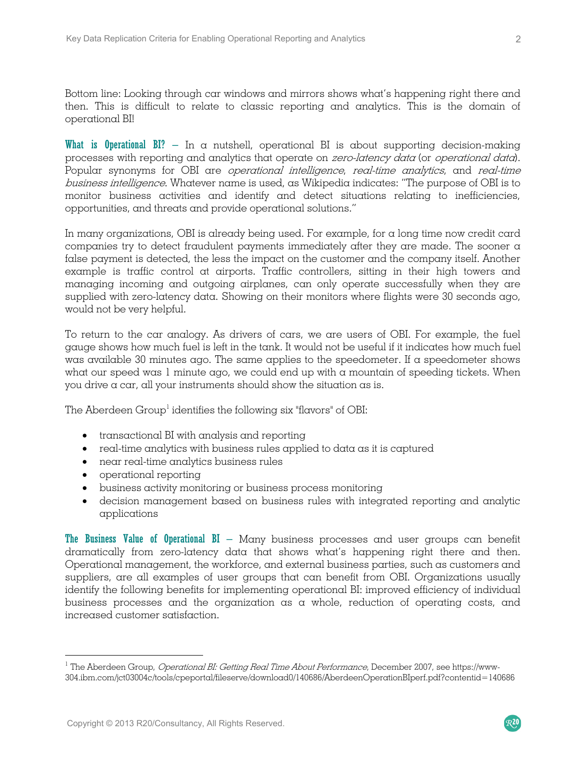Bottom line: Looking through car windows and mirrors shows what's happening right there and then. This is difficult to relate to classic reporting and analytics. This is the domain of operational BI!

**What is Operational BI?** – In a nutshell, operational BI is about supporting decision-making processes with reporting and analytics that operate on *zero-latency data* (or *operational data*). Popular synonyms for OBI are *operational intelligence*, *real-time analytics*, and *real-time business intelligence*. Whatever name is used, as Wikipedia indicates: "The purpose of OBI is to monitor business activities and identify and detect situations relating to inefficiencies, opportunities, and threats and provide operational solutions."

In many organizations, OBI is already being used. For example, for a long time now credit card companies try to detect fraudulent payments immediately after they are made. The sooner a false payment is detected, the less the impact on the customer and the company itself. Another example is traffic control at airports. Traffic controllers, sitting in their high towers and managing incoming and outgoing airplanes, can only operate successfully when they are supplied with zero-latency data. Showing on their monitors where flights were 30 seconds ago, would not be very helpful.

To return to the car analogy. As drivers of cars, we are users of OBI. For example, the fuel gauge shows how much fuel is left in the tank. It would not be useful if it indicates how much fuel was available 30 minutes ago. The same applies to the speedometer. If a speedometer shows what our speed was 1 minute ago, we could end up with a mountain of speeding tickets. When you drive a car, all your instruments should show the situation as is.

The Aberdeen Group[1] identifies the following six "flavors" of OBI:

- transactional BI with analysis and reporting
- real-time analytics with business rules applied to data as it is captured
- near real-time analytics business rules
- operational reporting
- business activity monitoring or business process monitoring
- decision management based on business rules with integrated reporting and analytic applications

**The Business Value of Operational BI** – Many business processes and user groups can benefit dramatically from zero-latency data that shows what's happening right there and then. Operational management, the workforce, and external business parties, such as customers and suppliers, are all examples of user groups that can benefit from OBI. Organizations usually identify the following benefits for implementing operational BI: improved efficiency of individual business processes and the organization as a whole, reduction of operating costs, and increased customer satisfaction.

---

[1] The Aberdeen Group, *Operational BI: Getting Real Time About Performance*, December 2007, see https://www-304.ibm.com/jct03004c/tools/cpeportal/fileserve/download0/140686/AberdeenOperationBIperf.pdf?contentid=140686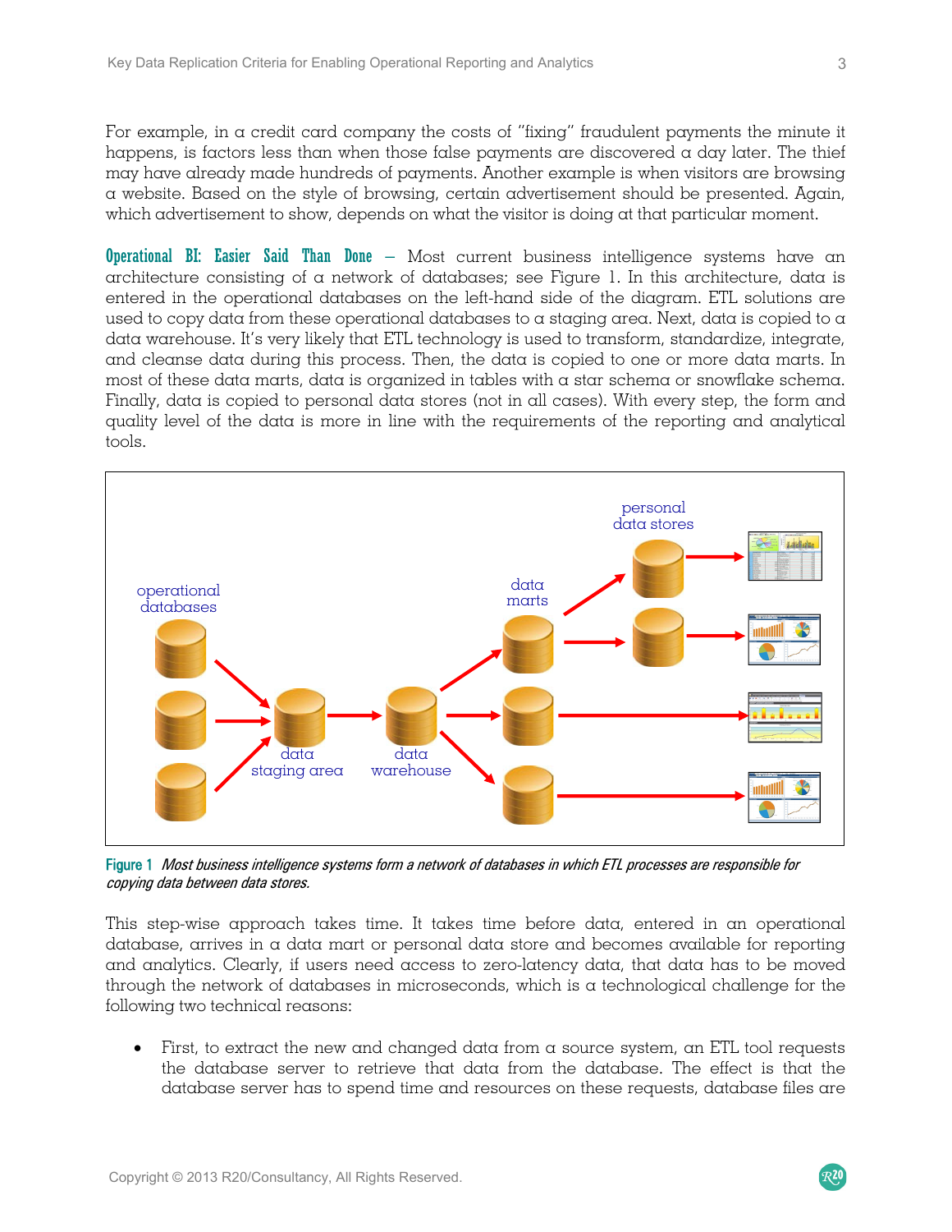For example, in a credit card company the costs of "fixing" fraudulent payments the minute it happens, is factors less than when those false payments are discovered a day later. The thief may have already made hundreds of payments. Another example is when visitors are browsing a website. Based on the style of browsing, certain advertisement should be presented. Again, which advertisement to show, depends on what the visitor is doing at that particular moment.

**Operational BI: Easier Said Than Done** – Most current business intelligence systems have an architecture consisting of a network of databases; see Figure 1. In this architecture, data is entered in the operational databases on the left-hand side of the diagram. ETL solutions are used to copy data from these operational databases to a staging area. Next, data is copied to a data warehouse. It's very likely that ETL technology is used to transform, standardize, integrate, and cleanse data during this process. Then, the data is copied to one or more data marts. In most of these data marts, data is organized in tables with a star schema or snowflake schema. Finally, data is copied to personal data stores (not in all cases). With every step, the form and quality level of the data is more in line with the requirements of the reporting and analytical tools.

**Figure 1** *Most business intelligence systems form a network of databases in which ETL processes are responsible for copying data between data stores.*

This step-wise approach takes time. It takes time before data, entered in an operational database, arrives in a data mart or personal data store and becomes available for reporting and analytics. Clearly, if users need access to zero-latency data, that data has to be moved through the network of databases in microseconds, which is a technological challenge for the following two technical reasons:

- First, to extract the new and changed data from a source system, an ETL tool requests the database server to retrieve that data from the database. The effect is that the database server has to spend time and resources on these requests, database files are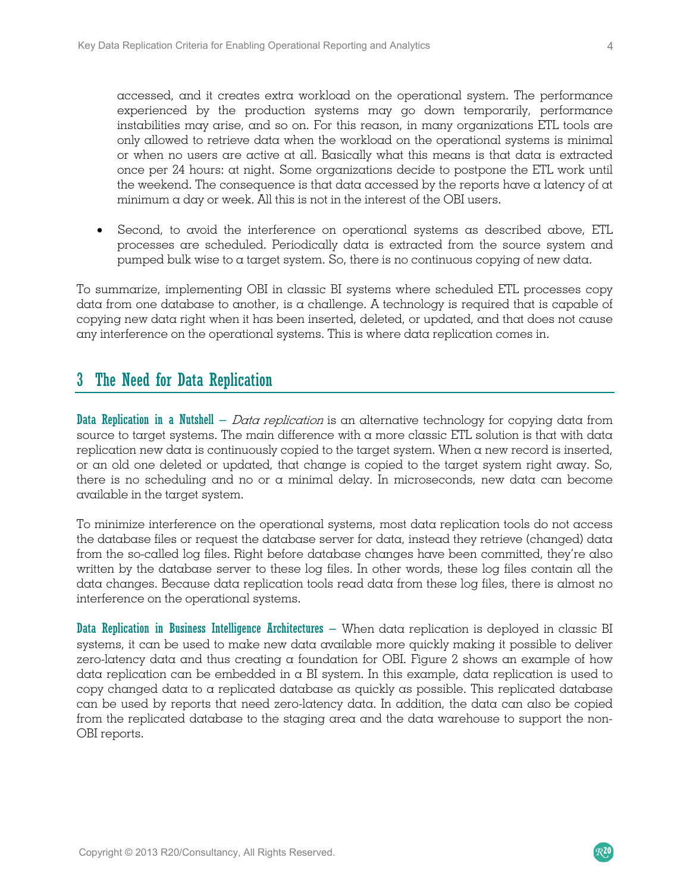accessed, and it creates extra workload on the operational system. The performance experienced by the production systems may go down temporarily, performance instabilities may arise, and so on. For this reason, in many organizations ETL tools are only allowed to retrieve data when the workload on the operational systems is minimal or when no users are active at all. Basically what this means is that data is extracted once per 24 hours: at night. Some organizations decide to postpone the ETL work until the weekend. The consequence is that data accessed by the reports have a latency of at minimum a day or week. All this is not in the interest of the OBI users.

- Second, to avoid the interference on operational systems as described above, ETL processes are scheduled. Periodically data is extracted from the source system and pumped bulk wise to a target system. So, there is no continuous copying of new data.

To summarize, implementing OBI in classic BI systems where scheduled ETL processes copy data from one database to another, is a challenge. A technology is required that is capable of copying new data right when it has been inserted, deleted, or updated, and that does not cause any interference on the operational systems. This is where data replication comes in.

## 3 The Need for Data Replication

**Data Replication in a Nutshell** – *Data replication* is an alternative technology for copying data from source to target systems. The main difference with a more classic ETL solution is that with data replication new data is continuously copied to the target system. When a new record is inserted, or an old one deleted or updated, that change is copied to the target system right away. So, there is no scheduling and no or a minimal delay. In microseconds, new data can become available in the target system.

To minimize interference on the operational systems, most data replication tools do not access the database files or request the database server for data, instead they retrieve (changed) data from the so-called log files. Right before database changes have been committed, they're also written by the database server to these log files. In other words, these log files contain all the data changes. Because data replication tools read data from these log files, there is almost no interference on the operational systems.

**Data Replication in Business Intelligence Architectures** – When data replication is deployed in classic BI systems, it can be used to make new data available more quickly making it possible to deliver zero-latency data and thus creating a foundation for OBI. Figure 2 shows an example of how data replication can be embedded in a BI system. In this example, data replication is used to copy changed data to a replicated database as quickly as possible. This replicated database can be used by reports that need zero-latency data. In addition, the data can also be copied from the replicated database to the staging area and the data warehouse to support the non-OBI reports.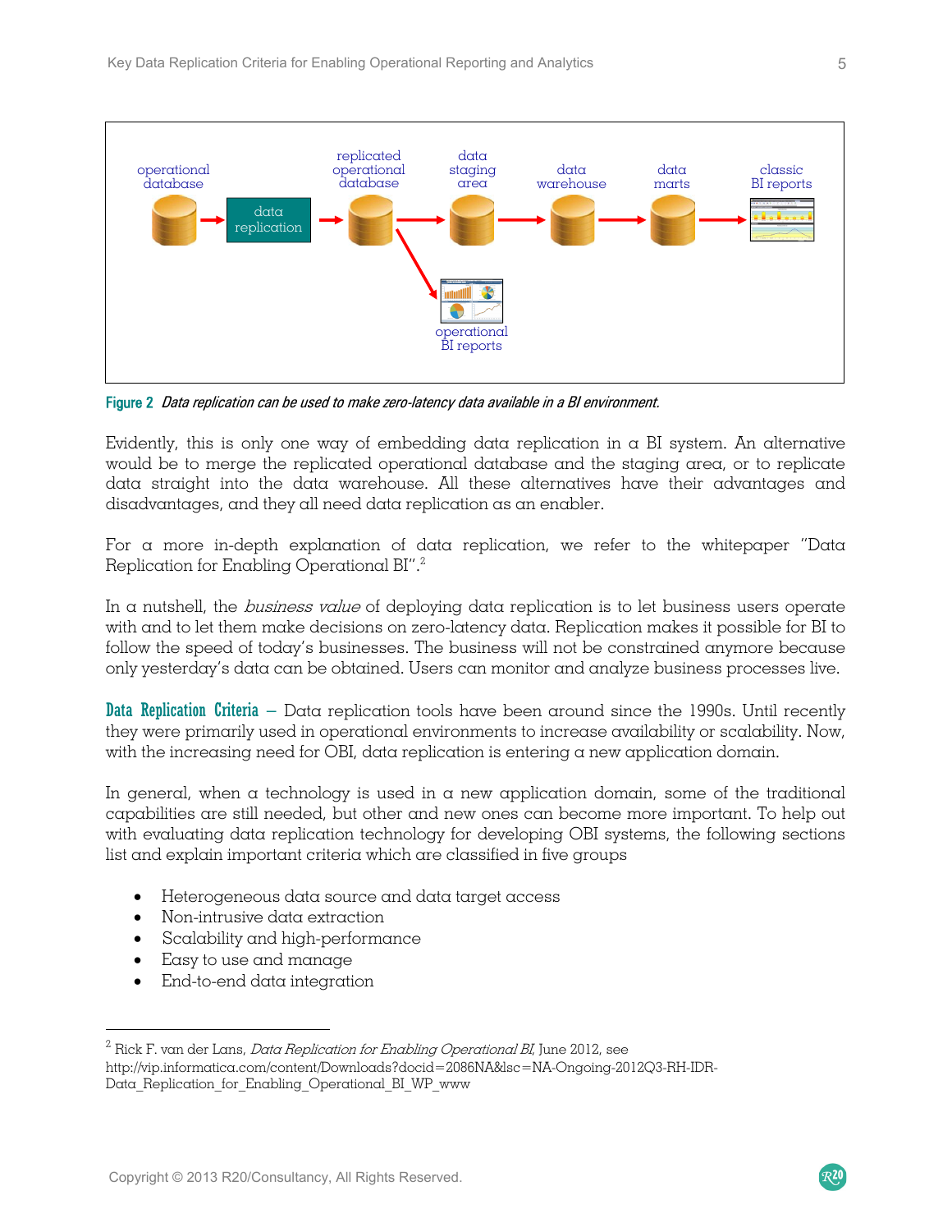Figure 2 *Data replication can be used to make zero-latency data available in a BI environment.*

Evidently, this is only one way of embedding data replication in a BI system. An alternative would be to merge the replicated operational database and the staging area, or to replicate data straight into the data warehouse. All these alternatives have their advantages and disadvantages, and they all need data replication as an enabler.

For a more in-depth explanation of data replication, we refer to the whitepaper "Data Replication for Enabling Operational BI".[2]

In a nutshell, the *business value* of deploying data replication is to let business users operate with and to let them make decisions on zero-latency data. Replication makes it possible for BI to follow the speed of today's businesses. The business will not be constrained anymore because only yesterday's data can be obtained. Users can monitor and analyze business processes live.

**Data Replication Criteria** – Data replication tools have been around since the 1990s. Until recently they were primarily used in operational environments to increase availability or scalability. Now, with the increasing need for OBI, data replication is entering a new application domain.

In general, when a technology is used in a new application domain, some of the traditional capabilities are still needed, but other and new ones can become more important. To help out with evaluating data replication technology for developing OBI systems, the following sections list and explain important criteria which are classified in five groups

- Heterogeneous data source and data target access
- Non-intrusive data extraction
- Scalability and high-performance
- Easy to use and manage
- End-to-end data integration

---

[2] Rick F. van der Lans, *Data Replication for Enabling Operational BI*, June 2012, see http://vip.informatica.com/content/Downloads?docid=2086NA&lsc=NA-Ongoing-2012Q3-RH-IDR-Data_Replication_for_Enabling_Operational_BI_WP_www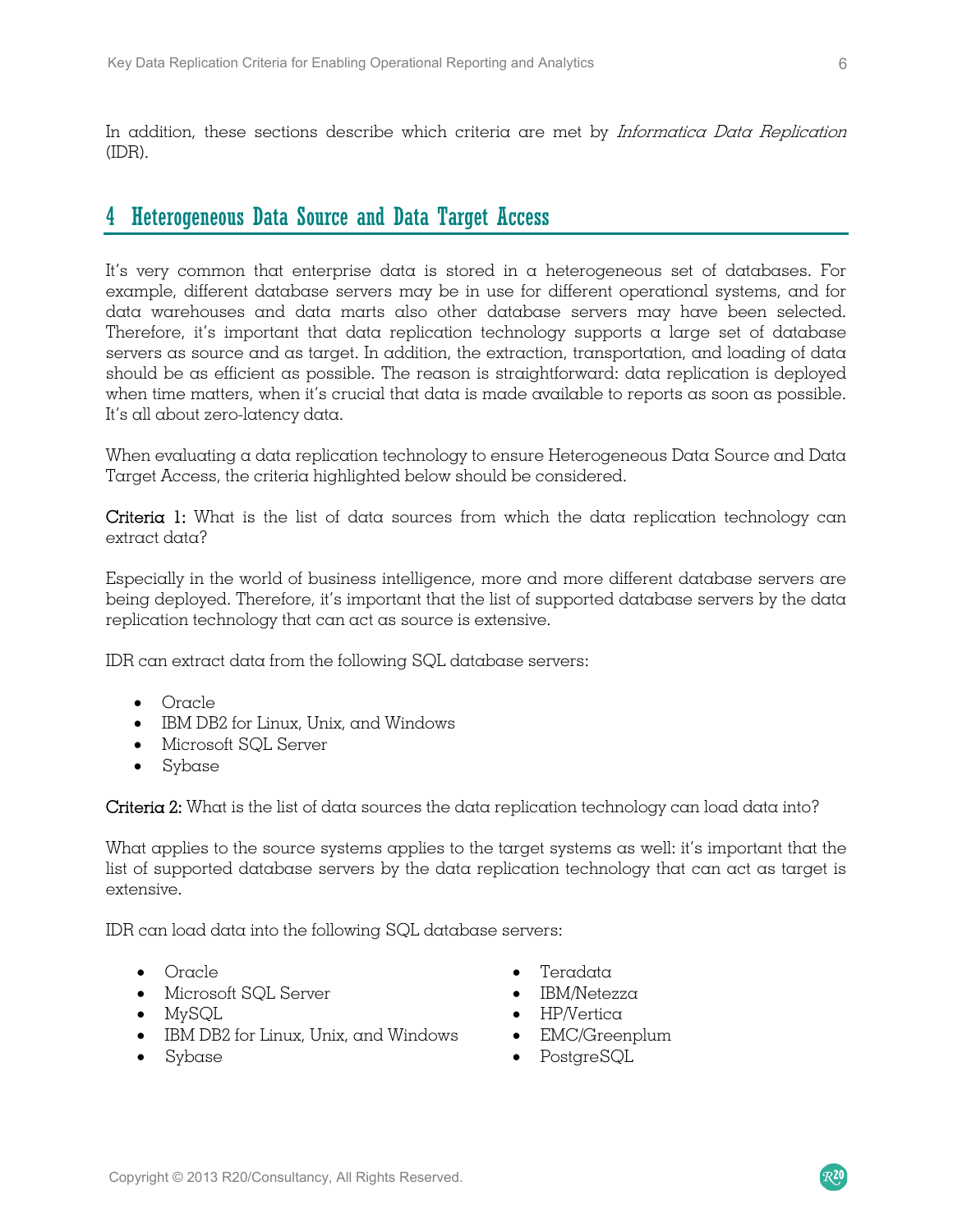In addition, these sections describe which criteria are met by *Informatica Data Replication* (IDR).

# 4 Heterogeneous Data Source and Data Target Access

It's very common that enterprise data is stored in a heterogeneous set of databases. For example, different database servers may be in use for different operational systems, and for data warehouses and data marts also other database servers may have been selected. Therefore, it's important that data replication technology supports a large set of database servers as source and as target. In addition, the extraction, transportation, and loading of data should be as efficient as possible. The reason is straightforward: data replication is deployed when time matters, when it's crucial that data is made available to reports as soon as possible. It's all about zero-latency data.

When evaluating a data replication technology to ensure Heterogeneous Data Source and Data Target Access, the criteria highlighted below should be considered.

**Criteria 1:** What is the list of data sources from which the data replication technology can extract data?

Especially in the world of business intelligence, more and more different database servers are being deployed. Therefore, it's important that the list of supported database servers by the data replication technology that can act as source is extensive.

IDR can extract data from the following SQL database servers:

- Oracle
- IBM DB2 for Linux, Unix, and Windows
- Microsoft SQL Server
- Sybase

**Criteria 2:** What is the list of data sources the data replication technology can load data into?

What applies to the source systems applies to the target systems as well: it's important that the list of supported database servers by the data replication technology that can act as target is extensive.

IDR can load data into the following SQL database servers:

- Oracle
- Microsoft SQL Server
- MySQL
- IBM DB2 for Linux, Unix, and Windows
- Sybase
- Teradata
- IBM/Netezza
- HP/Vertica
- EMC/Greenplum
- PostgreSQL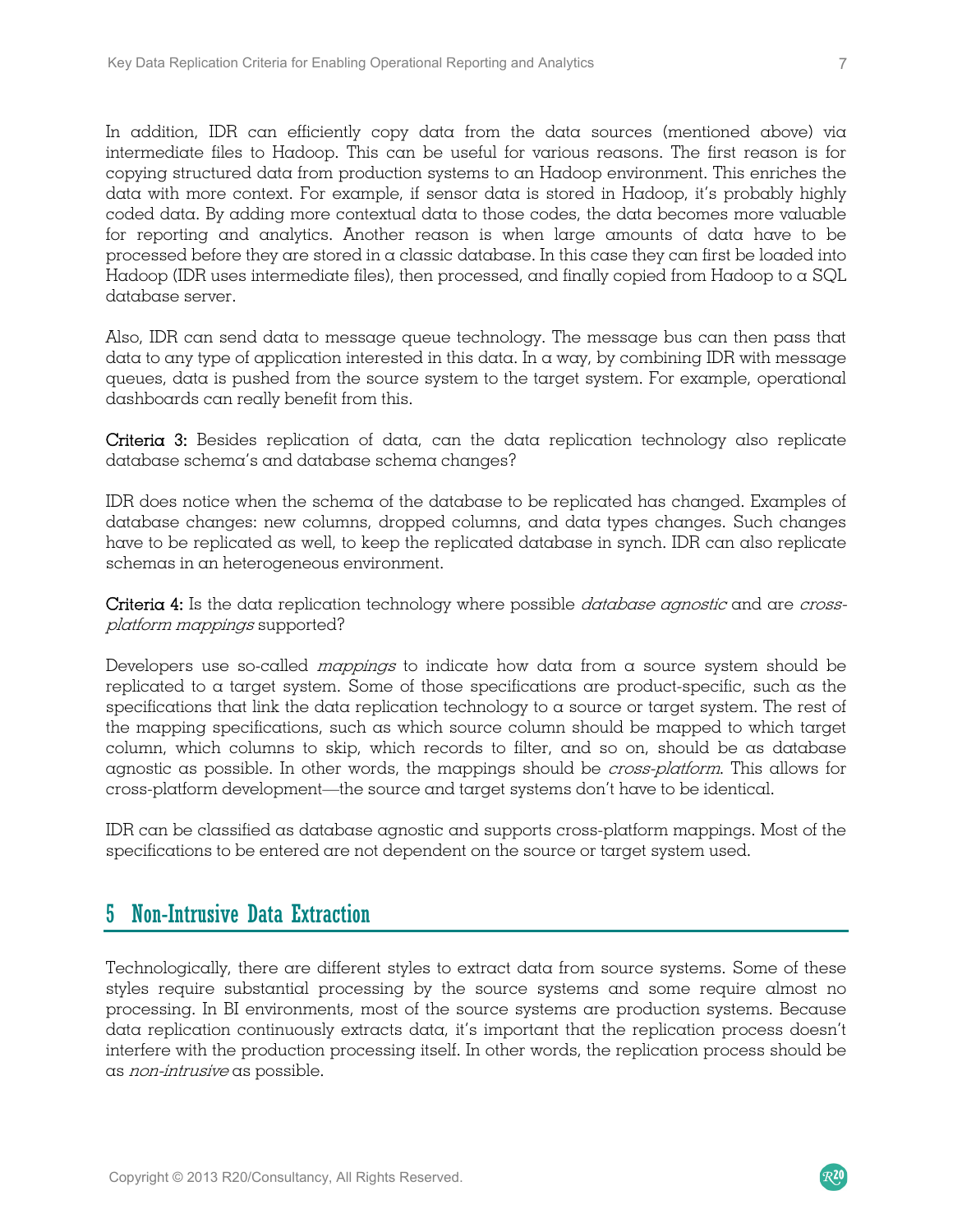In addition, IDR can efficiently copy data from the data sources (mentioned above) via intermediate files to Hadoop. This can be useful for various reasons. The first reason is for copying structured data from production systems to an Hadoop environment. This enriches the data with more context. For example, if sensor data is stored in Hadoop, it's probably highly coded data. By adding more contextual data to those codes, the data becomes more valuable for reporting and analytics. Another reason is when large amounts of data have to be processed before they are stored in a classic database. In this case they can first be loaded into Hadoop (IDR uses intermediate files), then processed, and finally copied from Hadoop to a SQL database server.

Also, IDR can send data to message queue technology. The message bus can then pass that data to any type of application interested in this data. In a way, by combining IDR with message queues, data is pushed from the source system to the target system. For example, operational dashboards can really benefit from this.

**Criteria 3:** Besides replication of data, can the data replication technology also replicate database schema's and database schema changes?

IDR does notice when the schema of the database to be replicated has changed. Examples of database changes: new columns, dropped columns, and data types changes. Such changes have to be replicated as well, to keep the replicated database in synch. IDR can also replicate schemas in an heterogeneous environment.

**Criteria 4:** Is the data replication technology where possible *database agnostic* and are *cross-platform mappings* supported?

Developers use so-called *mappings* to indicate how data from a source system should be replicated to a target system. Some of those specifications are product-specific, such as the specifications that link the data replication technology to a source or target system. The rest of the mapping specifications, such as which source column should be mapped to which target column, which columns to skip, which records to filter, and so on, should be as database agnostic as possible. In other words, the mappings should be *cross-platform*. This allows for cross-platform development—the source and target systems don't have to be identical.

IDR can be classified as database agnostic and supports cross-platform mappings. Most of the specifications to be entered are not dependent on the source or target system used.

## 5 Non-Intrusive Data Extraction

Technologically, there are different styles to extract data from source systems. Some of these styles require substantial processing by the source systems and some require almost no processing. In BI environments, most of the source systems are production systems. Because data replication continuously extracts data, it's important that the replication process doesn't interfere with the production processing itself. In other words, the replication process should be as *non-intrusive* as possible.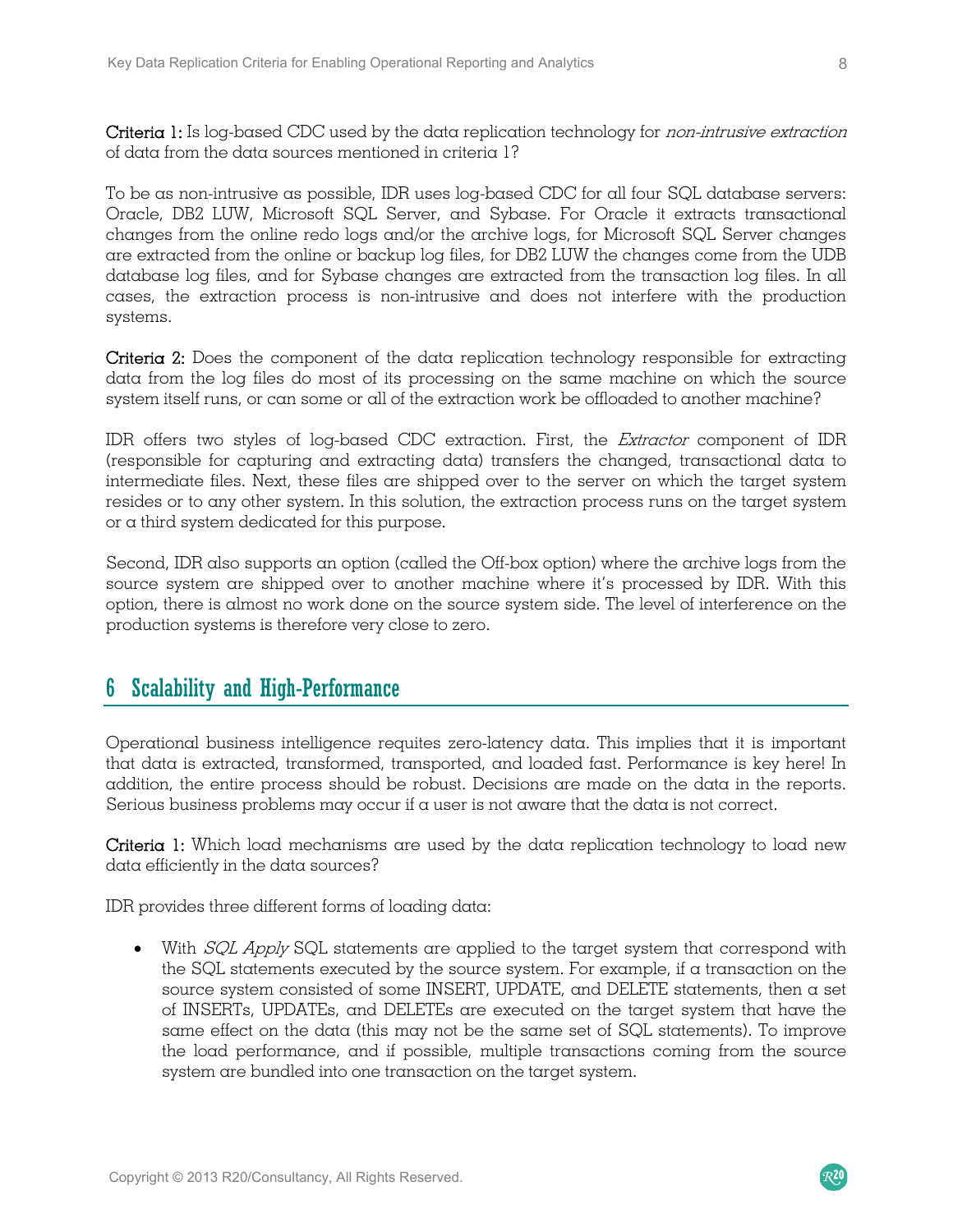**Criteria 1:** Is log-based CDC used by the data replication technology for *non-intrusive extraction* of data from the data sources mentioned in criteria 1?

To be as non-intrusive as possible, IDR uses log-based CDC for all four SQL database servers: Oracle, DB2 LUW, Microsoft SQL Server, and Sybase. For Oracle it extracts transactional changes from the online redo logs and/or the archive logs, for Microsoft SQL Server changes are extracted from the online or backup log files, for DB2 LUW the changes come from the UDB database log files, and for Sybase changes are extracted from the transaction log files. In all cases, the extraction process is non-intrusive and does not interfere with the production systems.

**Criteria 2:** Does the component of the data replication technology responsible for extracting data from the log files do most of its processing on the same machine on which the source system itself runs, or can some or all of the extraction work be offloaded to another machine?

IDR offers two styles of log-based CDC extraction. First, the *Extractor* component of IDR (responsible for capturing and extracting data) transfers the changed, transactional data to intermediate files. Next, these files are shipped over to the server on which the target system resides or to any other system. In this solution, the extraction process runs on the target system or a third system dedicated for this purpose.

Second, IDR also supports an option (called the Off-box option) where the archive logs from the source system are shipped over to another machine where it's processed by IDR. With this option, there is almost no work done on the source system side. The level of interference on the production systems is therefore very close to zero.

# 6 Scalability and High-Performance

Operational business intelligence requires zero-latency data. This implies that it is important that data is extracted, transformed, transported, and loaded fast. Performance is key here! In addition, the entire process should be robust. Decisions are made on the data in the reports. Serious business problems may occur if a user is not aware that the data is not correct.

**Criteria 1:** Which load mechanisms are used by the data replication technology to load new data efficiently in the data sources?

IDR provides three different forms of loading data:

- With *SQL Apply* SQL statements are applied to the target system that correspond with the SQL statements executed by the source system. For example, if a transaction on the source system consisted of some INSERT, UPDATE, and DELETE statements, then a set of INSERTs, UPDATEs, and DELETEs are executed on the target system that have the same effect on the data (this may not be the same set of SQL statements). To improve the load performance, and if possible, multiple transactions coming from the source system are bundled into one transaction on the target system.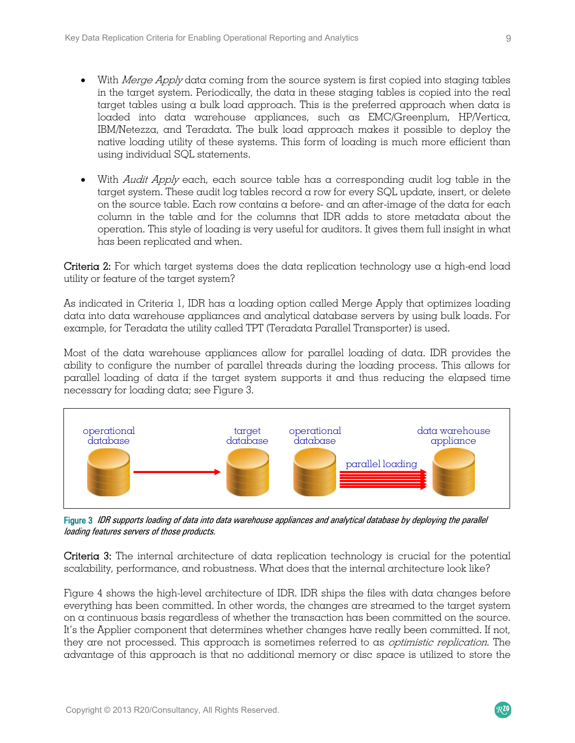- With *Merge Apply* data coming from the source system is first copied into staging tables in the target system. Periodically, the data in these staging tables is copied into the real target tables using a bulk load approach. This is the preferred approach when data is loaded into data warehouse appliances, such as EMC/Greenplum, HP/Vertica, IBM/Netezza, and Teradata. The bulk load approach makes it possible to deploy the native loading utility of these systems. This form of loading is much more efficient than using individual SQL statements.

- With *Audit Apply* each, each source table has a corresponding audit log table in the target system. These audit log tables record a row for every SQL update, insert, or delete on the source table. Each row contains a before- and an after-image of the data for each column in the table and for the columns that IDR adds to store metadata about the operation. This style of loading is very useful for auditors. It gives them full insight in what has been replicated and when.

**Criteria 2:** For which target systems does the data replication technology use a high-end load utility or feature of the target system?

As indicated in Criteria 1, IDR has a loading option called Merge Apply that optimizes loading data into data warehouse appliances and analytical database servers by using bulk loads. For example, for Teradata the utility called TPT (Teradata Parallel Transporter) is used.

Most of the data warehouse appliances allow for parallel loading of data. IDR provides the ability to configure the number of parallel threads during the loading process. This allows for parallel loading of data if the target system supports it and thus reducing the elapsed time necessary for loading data; see Figure 3.

operational database → target database; operational database → (parallel loading) → data warehouse appliance

**Figure 3** *IDR supports loading of data into data warehouse appliances and analytical database by deploying the parallel loading features servers of those products.*

**Criteria 3:** The internal architecture of data replication technology is crucial for the potential scalability, performance, and robustness. What does that the internal architecture look like?

Figure 4 shows the high-level architecture of IDR. IDR ships the files with data changes before everything has been committed. In other words, the changes are streamed to the target system on a continuous basis regardless of whether the transaction has been committed on the source. It's the Applier component that determines whether changes have really been committed. If not, they are not processed. This approach is sometimes referred to as *optimistic replication*. The advantage of this approach is that no additional memory or disc space is utilized to store the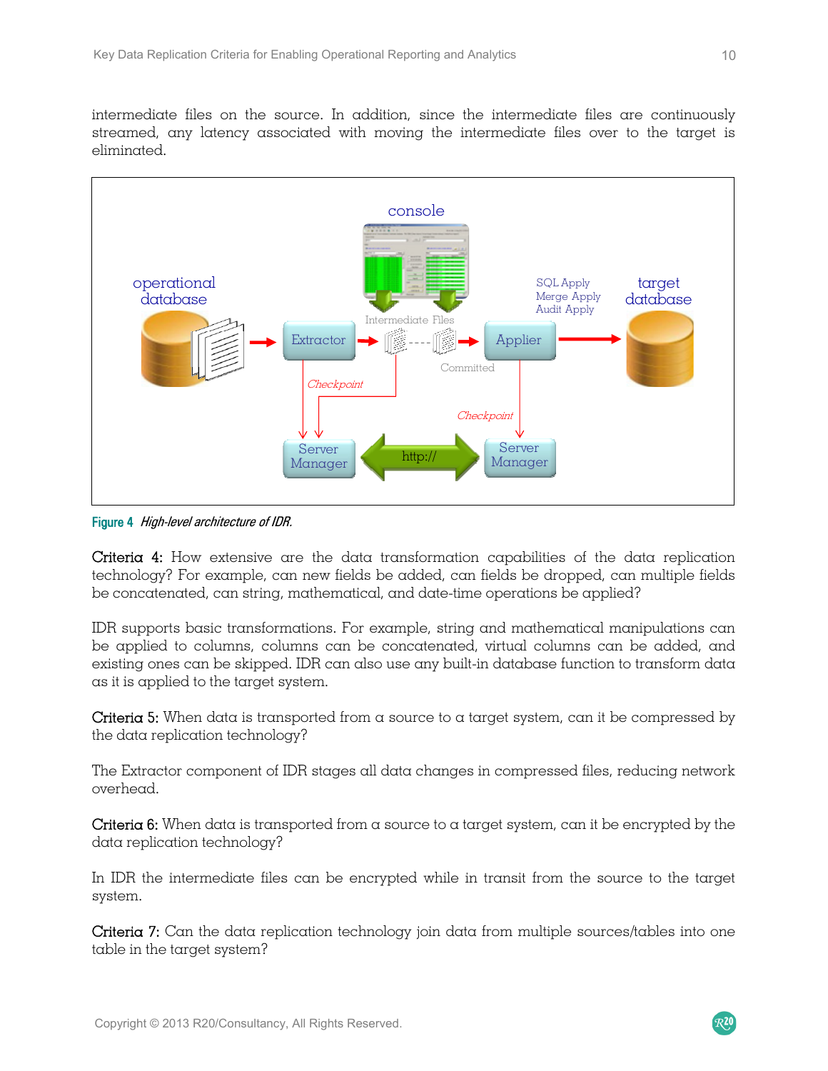intermediate files on the source. In addition, since the intermediate files are continuously streamed, any latency associated with moving the intermediate files over to the target is eliminated.

**Figure 4** *High-level architecture of IDR.*

**Criteria 4:** How extensive are the data transformation capabilities of the data replication technology? For example, can new fields be added, can fields be dropped, can multiple fields be concatenated, can string, mathematical, and date-time operations be applied?

IDR supports basic transformations. For example, string and mathematical manipulations can be applied to columns, columns can be concatenated, virtual columns can be added, and existing ones can be skipped. IDR can also use any built-in database function to transform data as it is applied to the target system.

**Criteria 5:** When data is transported from a source to a target system, can it be compressed by the data replication technology?

The Extractor component of IDR stages all data changes in compressed files, reducing network overhead.

**Criteria 6:** When data is transported from a source to a target system, can it be encrypted by the data replication technology?

In IDR the intermediate files can be encrypted while in transit from the source to the target system.

**Criteria 7:** Can the data replication technology join data from multiple sources/tables into one table in the target system?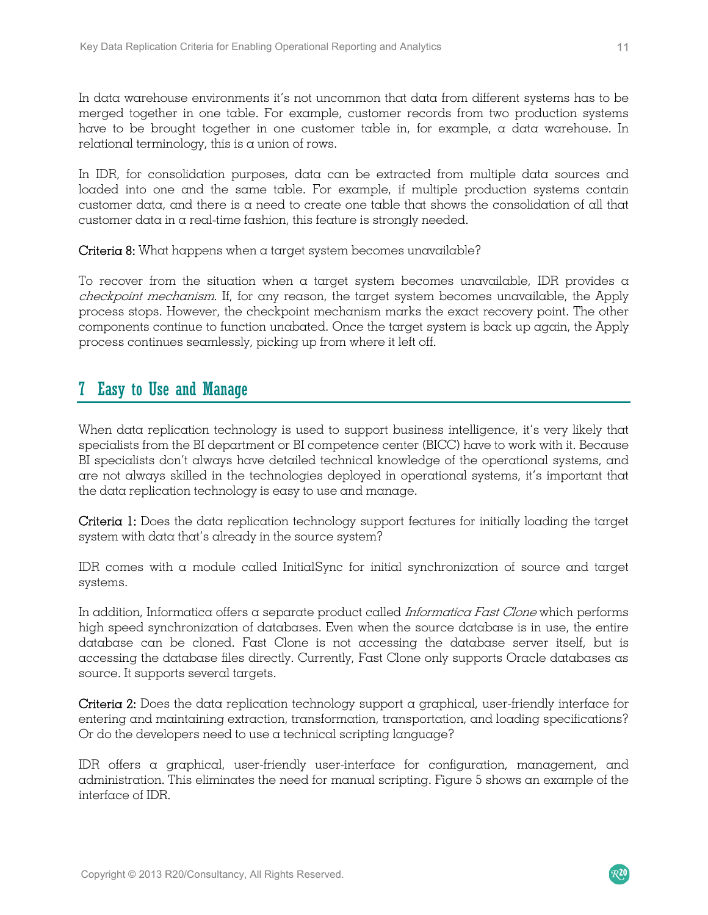In data warehouse environments it's not uncommon that data from different systems has to be merged together in one table. For example, customer records from two production systems have to be brought together in one customer table in, for example, a data warehouse. In relational terminology, this is a union of rows.

In IDR, for consolidation purposes, data can be extracted from multiple data sources and loaded into one and the same table. For example, if multiple production systems contain customer data, and there is a need to create one table that shows the consolidation of all that customer data in a real-time fashion, this feature is strongly needed.

**Criteria 8:** What happens when a target system becomes unavailable?

To recover from the situation when a target system becomes unavailable, IDR provides a *checkpoint mechanism*. If, for any reason, the target system becomes unavailable, the Apply process stops. However, the checkpoint mechanism marks the exact recovery point. The other components continue to function unabated. Once the target system is back up again, the Apply process continues seamlessly, picking up from where it left off.

## 7 Easy to Use and Manage

When data replication technology is used to support business intelligence, it's very likely that specialists from the BI department or BI competence center (BICC) have to work with it. Because BI specialists don't always have detailed technical knowledge of the operational systems, and are not always skilled in the technologies deployed in operational systems, it's important that the data replication technology is easy to use and manage.

**Criteria 1:** Does the data replication technology support features for initially loading the target system with data that's already in the source system?

IDR comes with a module called InitialSync for initial synchronization of source and target systems.

In addition, Informatica offers a separate product called *Informatica Fast Clone* which performs high speed synchronization of databases. Even when the source database is in use, the entire database can be cloned. Fast Clone is not accessing the database server itself, but is accessing the database files directly. Currently, Fast Clone only supports Oracle databases as source. It supports several targets.

**Criteria 2:** Does the data replication technology support a graphical, user-friendly interface for entering and maintaining extraction, transformation, transportation, and loading specifications? Or do the developers need to use a technical scripting language?

IDR offers a graphical, user-friendly user-interface for configuration, management, and administration. This eliminates the need for manual scripting. Figure 5 shows an example of the interface of IDR.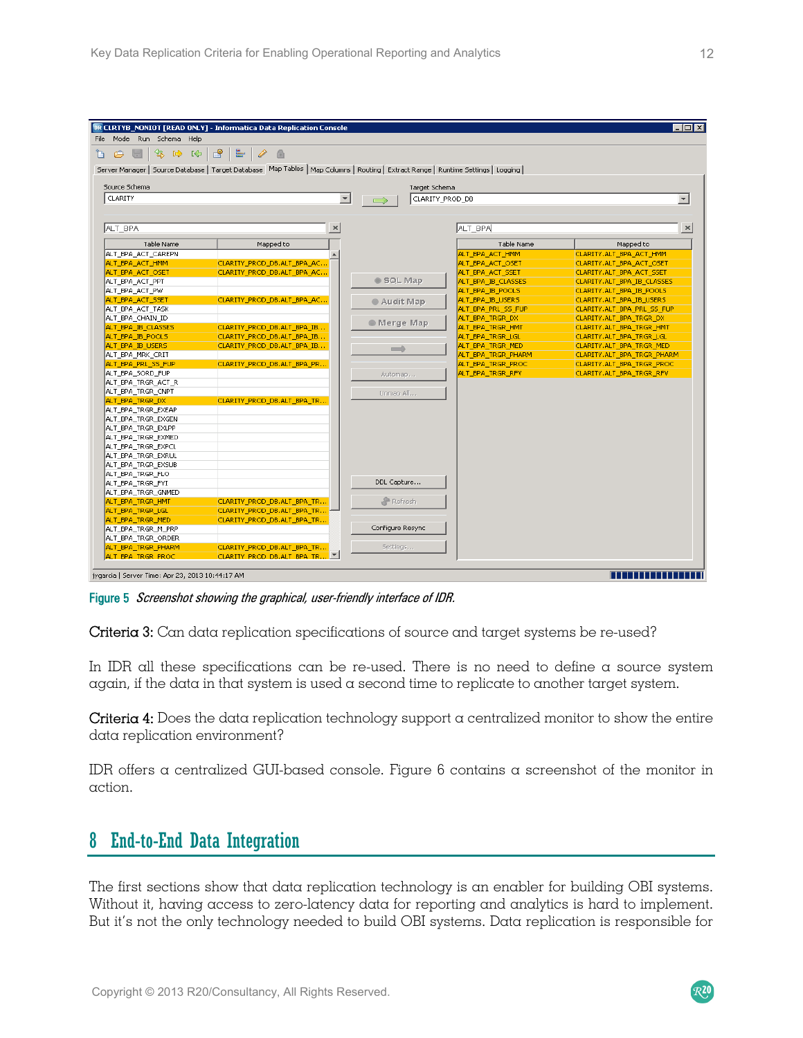**Figure 5** *Screenshot showing the graphical, user-friendly interface of IDR.*

**Criteria 3:** Can data replication specifications of source and target systems be re-used?

In IDR all these specifications can be re-used. There is no need to define a source system again, if the data in that system is used a second time to replicate to another target system.

**Criteria 4:** Does the data replication technology support a centralized monitor to show the entire data replication environment?

IDR offers a centralized GUI-based console. Figure 6 contains a screenshot of the monitor in action.

## 8 End-to-End Data Integration

The first sections show that data replication technology is an enabler for building OBI systems. Without it, having access to zero-latency data for reporting and analytics is hard to implement. But it's not the only technology needed to build OBI systems. Data replication is responsible for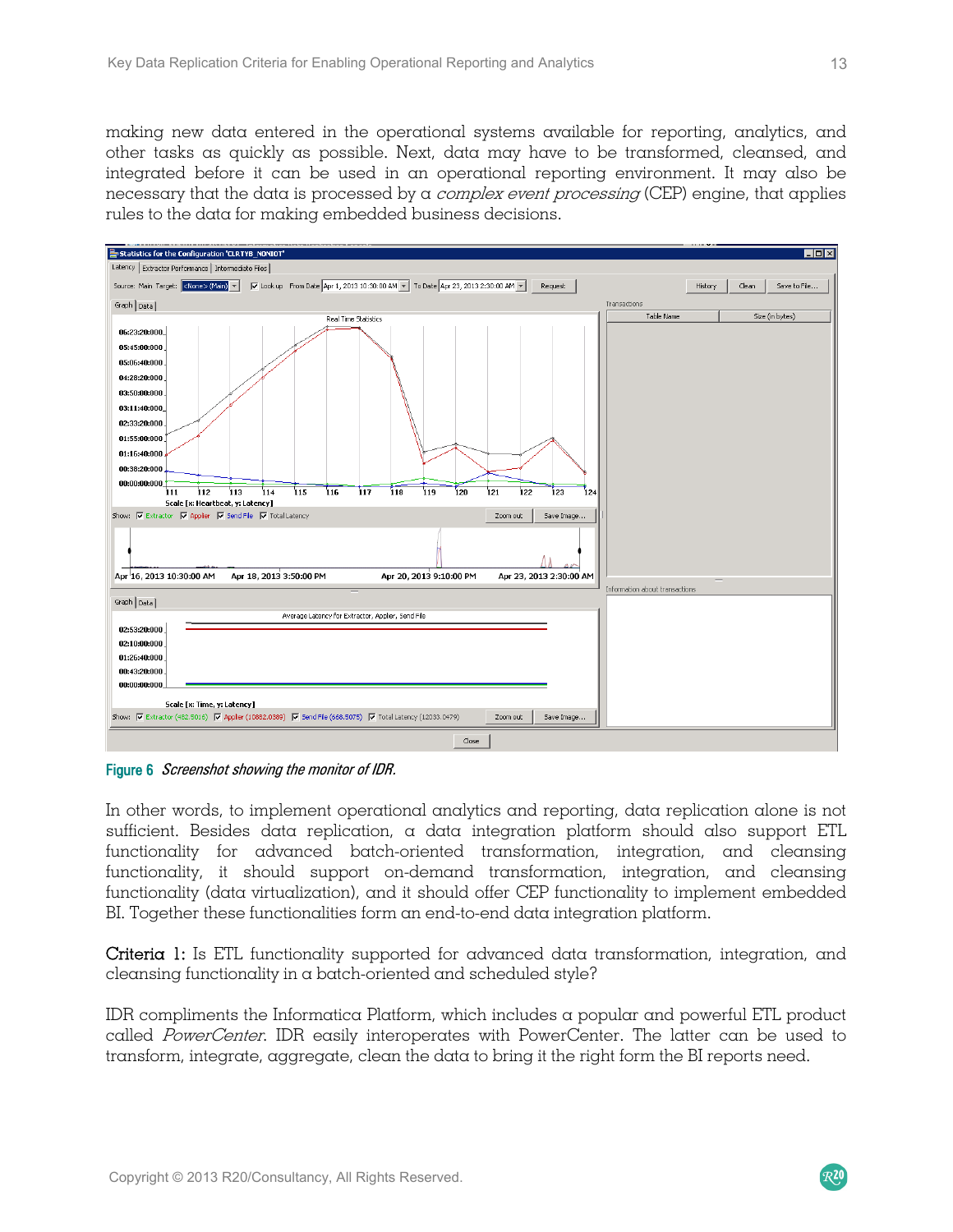making new data entered in the operational systems available for reporting, analytics, and other tasks as quickly as possible. Next, data may have to be transformed, cleansed, and integrated before it can be used in an operational reporting environment. It may also be necessary that the data is processed by a *complex event processing* (CEP) engine, that applies rules to the data for making embedded business decisions.

**Figure 6** *Screenshot showing the monitor of IDR.*

In other words, to implement operational analytics and reporting, data replication alone is not sufficient. Besides data replication, a data integration platform should also support ETL functionality for advanced batch-oriented transformation, integration, and cleansing functionality, it should support on-demand transformation, integration, and cleansing functionality (data virtualization), and it should offer CEP functionality to implement embedded BI. Together these functionalities form an end-to-end data integration platform.

**Criteria 1:** Is ETL functionality supported for advanced data transformation, integration, and cleansing functionality in a batch-oriented and scheduled style?

IDR compliments the Informatica Platform, which includes a popular and powerful ETL product called *PowerCenter*. IDR easily interoperates with PowerCenter. The latter can be used to transform, integrate, aggregate, clean the data to bring it the right form the BI reports need.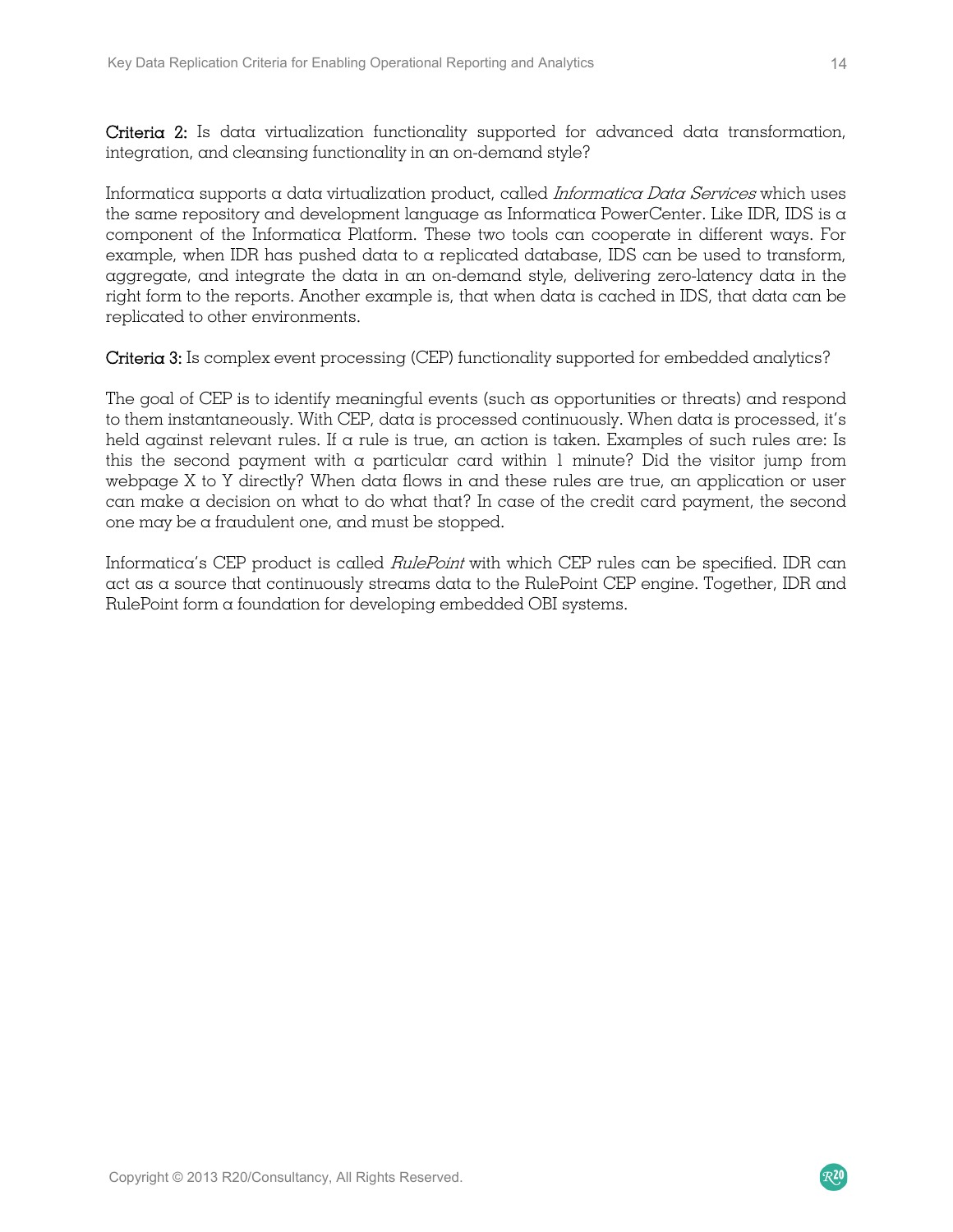**Criteria 2:** Is data virtualization functionality supported for advanced data transformation, integration, and cleansing functionality in an on-demand style?

Informatica supports a data virtualization product, called *Informatica Data Services* which uses the same repository and development language as Informatica PowerCenter. Like IDR, IDS is a component of the Informatica Platform. These two tools can cooperate in different ways. For example, when IDR has pushed data to a replicated database, IDS can be used to transform, aggregate, and integrate the data in an on-demand style, delivering zero-latency data in the right form to the reports. Another example is, that when data is cached in IDS, that data can be replicated to other environments.

**Criteria 3:** Is complex event processing (CEP) functionality supported for embedded analytics?

The goal of CEP is to identify meaningful events (such as opportunities or threats) and respond to them instantaneously. With CEP, data is processed continuously. When data is processed, it's held against relevant rules. If a rule is true, an action is taken. Examples of such rules are: Is this the second payment with a particular card within 1 minute? Did the visitor jump from webpage X to Y directly? When data flows in and these rules are true, an application or user can make a decision on what to do what that? In case of the credit card payment, the second one may be a fraudulent one, and must be stopped.

Informatica's CEP product is called *RulePoint* with which CEP rules can be specified. IDR can act as a source that continuously streams data to the RulePoint CEP engine. Together, IDR and RulePoint form a foundation for developing embedded OBI systems.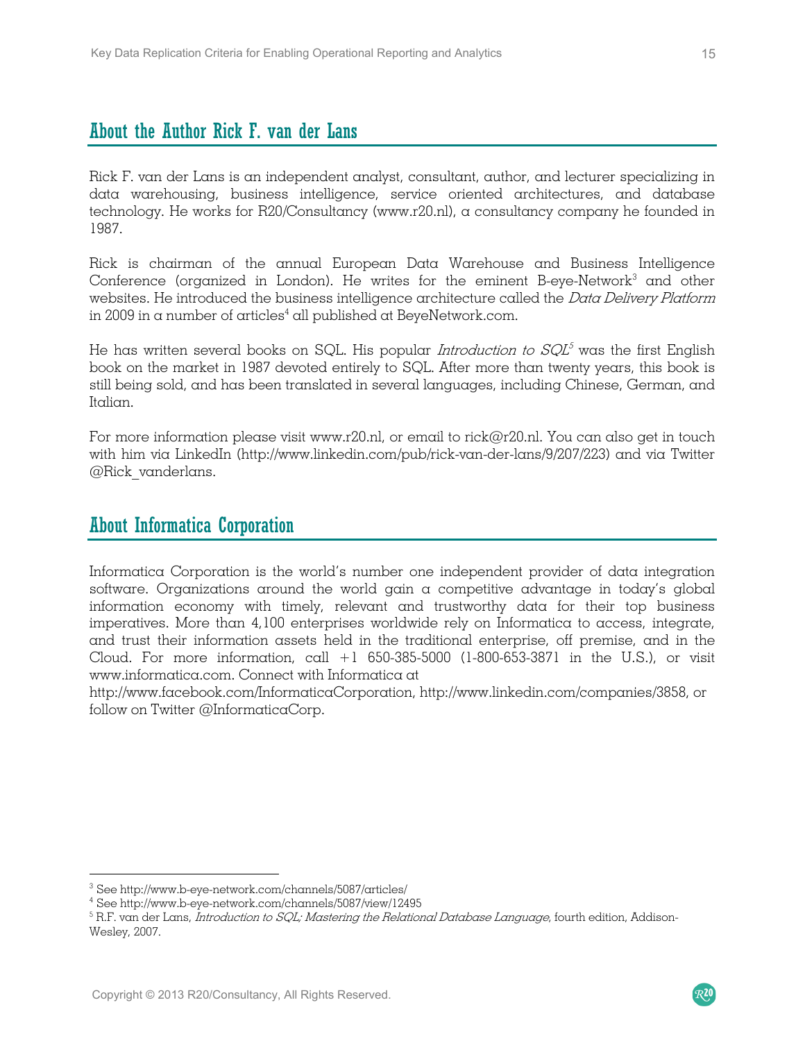## About the Author Rick F. van der Lans

Rick F. van der Lans is an independent analyst, consultant, author, and lecturer specializing in data warehousing, business intelligence, service oriented architectures, and database technology. He works for R20/Consultancy (www.r20.nl), a consultancy company he founded in 1987.

Rick is chairman of the annual European Data Warehouse and Business Intelligence Conference (organized in London). He writes for the eminent B-eye-Network[3] and other websites. He introduced the business intelligence architecture called the *Data Delivery Platform* in 2009 in a number of articles[4] all published at BeyeNetwork.com.

He has written several books on SQL. His popular *Introduction to SQL*[5] was the first English book on the market in 1987 devoted entirely to SQL. After more than twenty years, this book is still being sold, and has been translated in several languages, including Chinese, German, and Italian.

For more information please visit www.r20.nl, or email to rick@r20.nl. You can also get in touch with him via LinkedIn (http://www.linkedin.com/pub/rick-van-der-lans/9/207/223) and via Twitter @Rick_vanderlans.

## About Informatica Corporation

Informatica Corporation is the world's number one independent provider of data integration software. Organizations around the world gain a competitive advantage in today's global information economy with timely, relevant and trustworthy data for their top business imperatives. More than 4,100 enterprises worldwide rely on Informatica to access, integrate, and trust their information assets held in the traditional enterprise, off premise, and in the Cloud. For more information, call +1 650-385-5000 (1-800-653-3871 in the U.S.), or visit www.informatica.com. Connect with Informatica at http://www.facebook.com/InformaticaCorporation, http://www.linkedin.com/companies/3858, or follow on Twitter @InformaticaCorp.

---

[3] See http://www.b-eye-network.com/channels/5087/articles/

[4] See http://www.b-eye-network.com/channels/5087/view/12495

[5] R.F. van der Lans, *Introduction to SQL; Mastering the Relational Database Language*, fourth edition, Addison-Wesley, 2007.